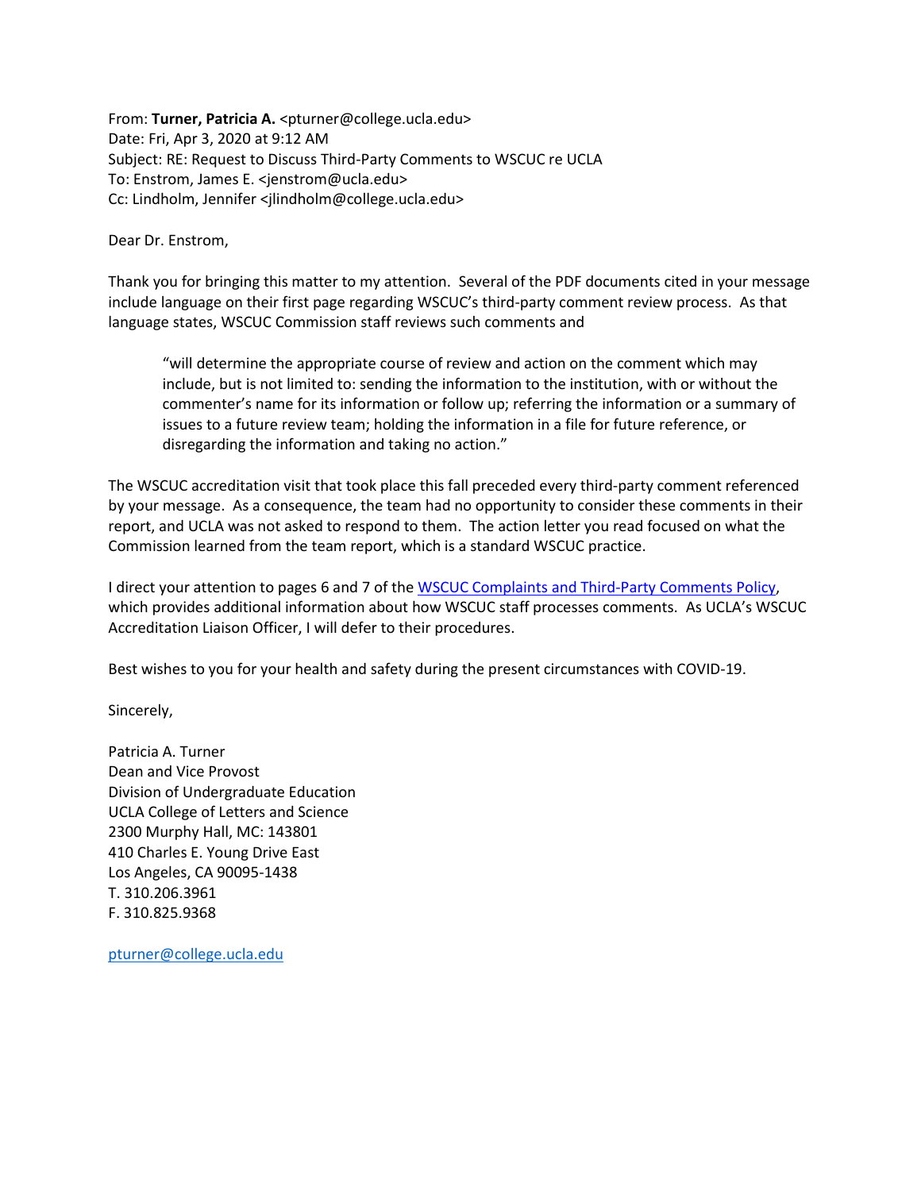From: **Turner, Patricia A.** <pturner@college.ucla.edu>
Date: Fri, Apr 3, 2020 at 9:12 AM
Subject: RE: Request to Discuss Third-Party Comments to WSCUC re UCLA
To: Enstrom, James E. <jenstrom@ucla.edu>
Cc: Lindholm, Jennifer <jlindholm@college.ucla.edu>

Dear Dr. Enstrom,

Thank you for bringing this matter to my attention. Several of the PDF documents cited in your message include language on their first page regarding WSCUC's third-party comment review process. As that language states, WSCUC Commission staff reviews such comments and

> "will determine the appropriate course of review and action on the comment which may include, but is not limited to: sending the information to the institution, with or without the commenter's name for its information or follow up; referring the information or a summary of issues to a future review team; holding the information in a file for future reference, or disregarding the information and taking no action."

The WSCUC accreditation visit that took place this fall preceded every third-party comment referenced by your message. As a consequence, the team had no opportunity to consider these comments in their report, and UCLA was not asked to respond to them. The action letter you read focused on what the Commission learned from the team report, which is a standard WSCUC practice.

I direct your attention to pages 6 and 7 of the [WSCUC Complaints and Third-Party Comments Policy](), which provides additional information about how WSCUC staff processes comments. As UCLA's WSCUC Accreditation Liaison Officer, I will defer to their procedures.

Best wishes to you for your health and safety during the present circumstances with COVID-19.

Sincerely,

Patricia A. Turner
Dean and Vice Provost
Division of Undergraduate Education
UCLA College of Letters and Science
2300 Murphy Hall, MC: 143801
410 Charles E. Young Drive East
Los Angeles, CA 90095-1438
T. 310.206.3961
F. 310.825.9368

pturner@college.ucla.edu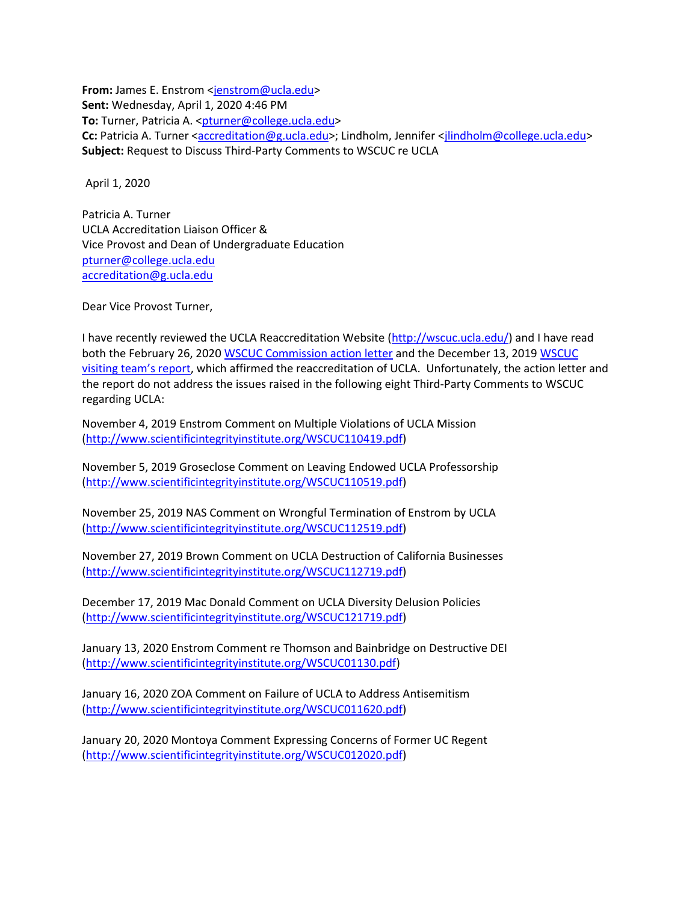**From:** James E. Enstrom <jenstrom@ucla.edu>
**Sent:** Wednesday, April 1, 2020 4:46 PM
**To:** Turner, Patricia A. <pturner@college.ucla.edu>
**Cc:** Patricia A. Turner <accreditation@g.ucla.edu>; Lindholm, Jennifer <jlindholm@college.ucla.edu>
**Subject:** Request to Discuss Third-Party Comments to WSCUC re UCLA

April 1, 2020

Patricia A. Turner
UCLA Accreditation Liaison Officer &
Vice Provost and Dean of Undergraduate Education
pturner@college.ucla.edu
accreditation@g.ucla.edu

Dear Vice Provost Turner,

I have recently reviewed the UCLA Reaccreditation Website (http://wscuc.ucla.edu/) and I have read both the February 26, 2020 WSCUC Commission action letter and the December 13, 2019 WSCUC visiting team's report, which affirmed the reaccreditation of UCLA. Unfortunately, the action letter and the report do not address the issues raised in the following eight Third-Party Comments to WSCUC regarding UCLA:

November 4, 2019 Enstrom Comment on Multiple Violations of UCLA Mission
(http://www.scientificintegrityinstitute.org/WSCUC110419.pdf)

November 5, 2019 Groseclose Comment on Leaving Endowed UCLA Professorship
(http://www.scientificintegrityinstitute.org/WSCUC110519.pdf)

November 25, 2019 NAS Comment on Wrongful Termination of Enstrom by UCLA
(http://www.scientificintegrityinstitute.org/WSCUC112519.pdf)

November 27, 2019 Brown Comment on UCLA Destruction of California Businesses
(http://www.scientificintegrityinstitute.org/WSCUC112719.pdf)

December 17, 2019 Mac Donald Comment on UCLA Diversity Delusion Policies
(http://www.scientificintegrityinstitute.org/WSCUC121719.pdf)

January 13, 2020 Enstrom Comment re Thomson and Bainbridge on Destructive DEI
(http://www.scientificintegrityinstitute.org/WSCUC01130.pdf)

January 16, 2020 ZOA Comment on Failure of UCLA to Address Antisemitism
(http://www.scientificintegrityinstitute.org/WSCUC011620.pdf)

January 20, 2020 Montoya Comment Expressing Concerns of Former UC Regent
(http://www.scientificintegrityinstitute.org/WSCUC012020.pdf)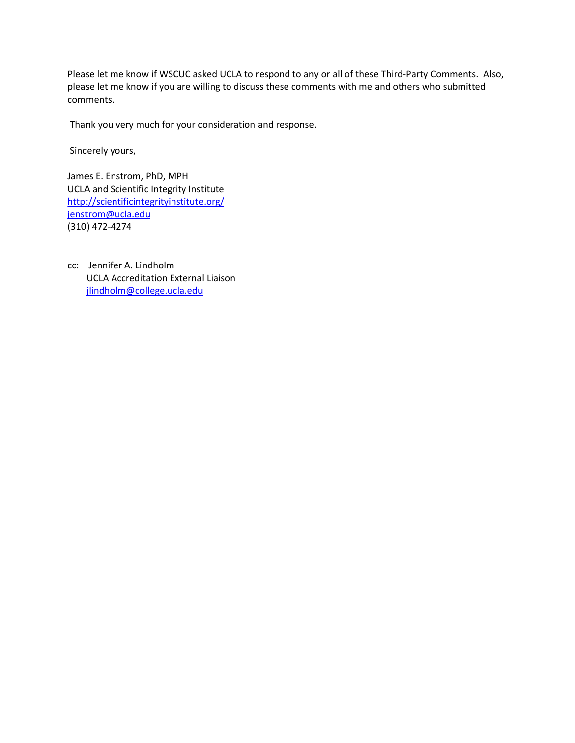Please let me know if WSCUC asked UCLA to respond to any or all of these Third-Party Comments. Also, please let me know if you are willing to discuss these comments with me and others who submitted comments.

Thank you very much for your consideration and response.

Sincerely yours,

James E. Enstrom, PhD, MPH  
UCLA and Scientific Integrity Institute  
[http://scientificintegrityinstitute.org/](http://scientificintegrityinstitute.org/)  
[jenstrom@ucla.edu](mailto:jenstrom@ucla.edu)  
(310) 472-4274

cc: Jennifer A. Lindholm  
UCLA Accreditation External Liaison  
[jlindholm@college.ucla.edu](mailto:jlindholm@college.ucla.edu)